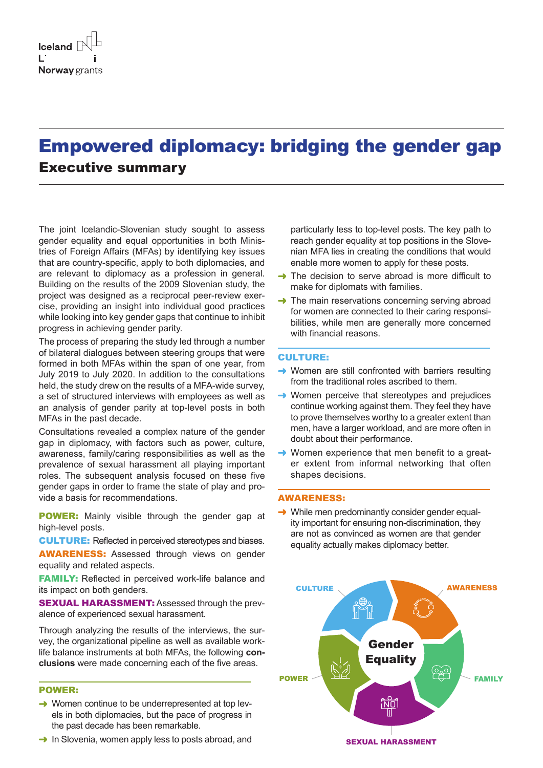# Empowered diplomacy: bridging the gender gap

## Executive summary

The joint Icelandic-Slovenian study sought to assess gender equality and equal opportunities in both Ministries of Foreign Affairs (MFAs) by identifying key issues that are country-specific, apply to both diplomacies, and are relevant to diplomacy as a profession in general. Building on the results of the 2009 Slovenian study, the project was designed as a reciprocal peer-review exercise, providing an insight into individual good practices while looking into key gender gaps that continue to inhibit progress in achieving gender parity.

The process of preparing the study led through a number of bilateral dialogues between steering groups that were formed in both MFAs within the span of one year, from July 2019 to July 2020. In addition to the consultations held, the study drew on the results of a MFA-wide survey, a set of structured interviews with employees as well as an analysis of gender parity at top-level posts in both MFAs in the past decade.

Consultations revealed a complex nature of the gender gap in diplomacy, with factors such as power, culture, awareness, family/caring responsibilities as well as the prevalence of sexual harassment all playing important roles. The subsequent analysis focused on these five gender gaps in order to frame the state of play and provide a basis for recommendations.

**POWER:** Mainly visible through the gender gap at high-level posts.

**CULTURE:** Reflected in perceived stereotypes and biases.

**AWARENESS:** Assessed through views on gender equality and related aspects.

**FAMILY:** Reflected in perceived work-life balance and its impact on both genders.

**SEXUAL HARASSMENT:** Assessed through the prevalence of experienced sexual harassment.

Through analyzing the results of the interviews, the survey, the organizational pipeline as well as available work-life balance instruments at both MFAs, the following **conclusions** were made concerning each of the five areas.

### POWER:

- Women continue to be underrepresented at top levels in both diplomacies, but the pace of progress in the past decade has been remarkable.
- In Slovenia, women apply less to posts abroad, and particularly less to top-level posts. The key path to reach gender equality at top positions in the Slovenian MFA lies in creating the conditions that would enable more women to apply for these posts.
- The decision to serve abroad is more difficult to make for diplomats with families.
- The main reservations concerning serving abroad for women are connected to their caring responsibilities, while men are generally more concerned with financial reasons.

### CULTURE:

- Women are still confronted with barriers resulting from the traditional roles ascribed to them.
- Women perceive that stereotypes and prejudices continue working against them. They feel they have to prove themselves worthy to a greater extent than men, have a larger workload, and are more often in doubt about their performance.
- Women experience that men benefit to a greater extent from informal networking that often shapes decisions.

### AWARENESS:

- While men predominantly consider gender equality important for ensuring non-discrimination, they are not as convinced as women are that gender equality actually makes diplomacy better.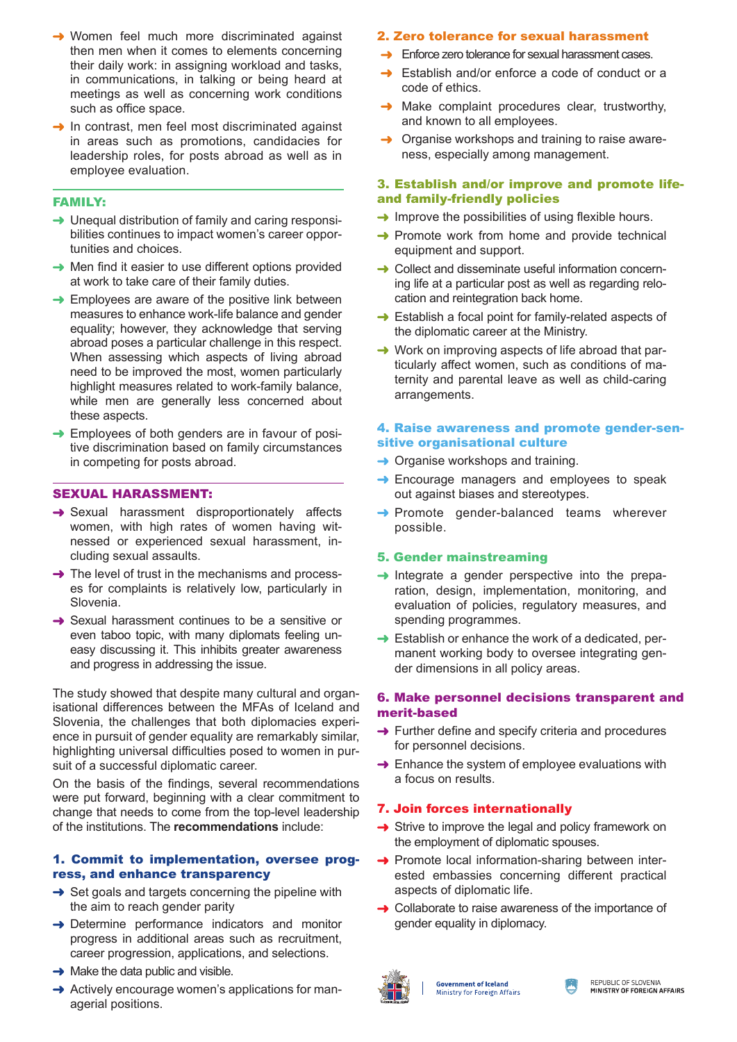- Women feel much more discriminated against then men when it comes to elements concerning their daily work: in assigning workload and tasks, in communications, in talking or being heard at meetings as well as concerning work conditions such as office space.
- In contrast, men feel most discriminated against in areas such as promotions, candidacies for leadership roles, for posts abroad as well as in employee evaluation.

## FAMILY:

- Unequal distribution of family and caring responsibilities continues to impact women's career opportunities and choices.
- Men find it easier to use different options provided at work to take care of their family duties.
- Employees are aware of the positive link between measures to enhance work-life balance and gender equality; however, they acknowledge that serving abroad poses a particular challenge in this respect. When assessing which aspects of living abroad need to be improved the most, women particularly highlight measures related to work-family balance, while men are generally less concerned about these aspects.
- Employees of both genders are in favour of positive discrimination based on family circumstances in competing for posts abroad.

## SEXUAL HARASSMENT:

- Sexual harassment disproportionately affects women, with high rates of women having witnessed or experienced sexual harassment, including sexual assaults.
- The level of trust in the mechanisms and processes for complaints is relatively low, particularly in Slovenia.
- Sexual harassment continues to be a sensitive or even taboo topic, with many diplomats feeling uneasy discussing it. This inhibits greater awareness and progress in addressing the issue.

The study showed that despite many cultural and organisational differences between the MFAs of Iceland and Slovenia, the challenges that both diplomacies experience in pursuit of gender equality are remarkably similar, highlighting universal difficulties posed to women in pursuit of a successful diplomatic career.

On the basis of the findings, several recommendations were put forward, beginning with a clear commitment to change that needs to come from the top-level leadership of the institutions. The **recommendations** include:

### 1. Commit to implementation, oversee progress, and enhance transparency

- Set goals and targets concerning the pipeline with the aim to reach gender parity
- Determine performance indicators and monitor progress in additional areas such as recruitment, career progression, applications, and selections.
- Make the data public and visible.
- Actively encourage women's applications for managerial positions.

### 2. Zero tolerance for sexual harassment

- Enforce zero tolerance for sexual harassment cases.
- Establish and/or enforce a code of conduct or a code of ethics.
- Make complaint procedures clear, trustworthy, and known to all employees.
- Organise workshops and training to raise awareness, especially among management.

### 3. Establish and/or improve and promote life- and family-friendly policies

- Improve the possibilities of using flexible hours.
- Promote work from home and provide technical equipment and support.
- Collect and disseminate useful information concerning life at a particular post as well as regarding relocation and reintegration back home.
- Establish a focal point for family-related aspects of the diplomatic career at the Ministry.
- Work on improving aspects of life abroad that particularly affect women, such as conditions of maternity and parental leave as well as child-caring arrangements.

### 4. Raise awareness and promote gender-sensitive organisational culture

- Organise workshops and training.
- Encourage managers and employees to speak out against biases and stereotypes.
- Promote gender-balanced teams wherever possible.

### 5. Gender mainstreaming

- Integrate a gender perspective into the preparation, design, implementation, monitoring, and evaluation of policies, regulatory measures, and spending programmes.
- Establish or enhance the work of a dedicated, permanent working body to oversee integrating gender dimensions in all policy areas.

### 6. Make personnel decisions transparent and merit-based

- Further define and specify criteria and procedures for personnel decisions.
- Enhance the system of employee evaluations with a focus on results.

### 7. Join forces internationally

- Strive to improve the legal and policy framework on the employment of diplomatic spouses.
- Promote local information-sharing between interested embassies concerning different practical aspects of diplomatic life.
- Collaborate to raise awareness of the importance of gender equality in diplomacy.

Government of Iceland
Ministry for Foreign Affairs

REPUBLIC OF SLOVENIA
MINISTRY OF FOREIGN AFFAIRS